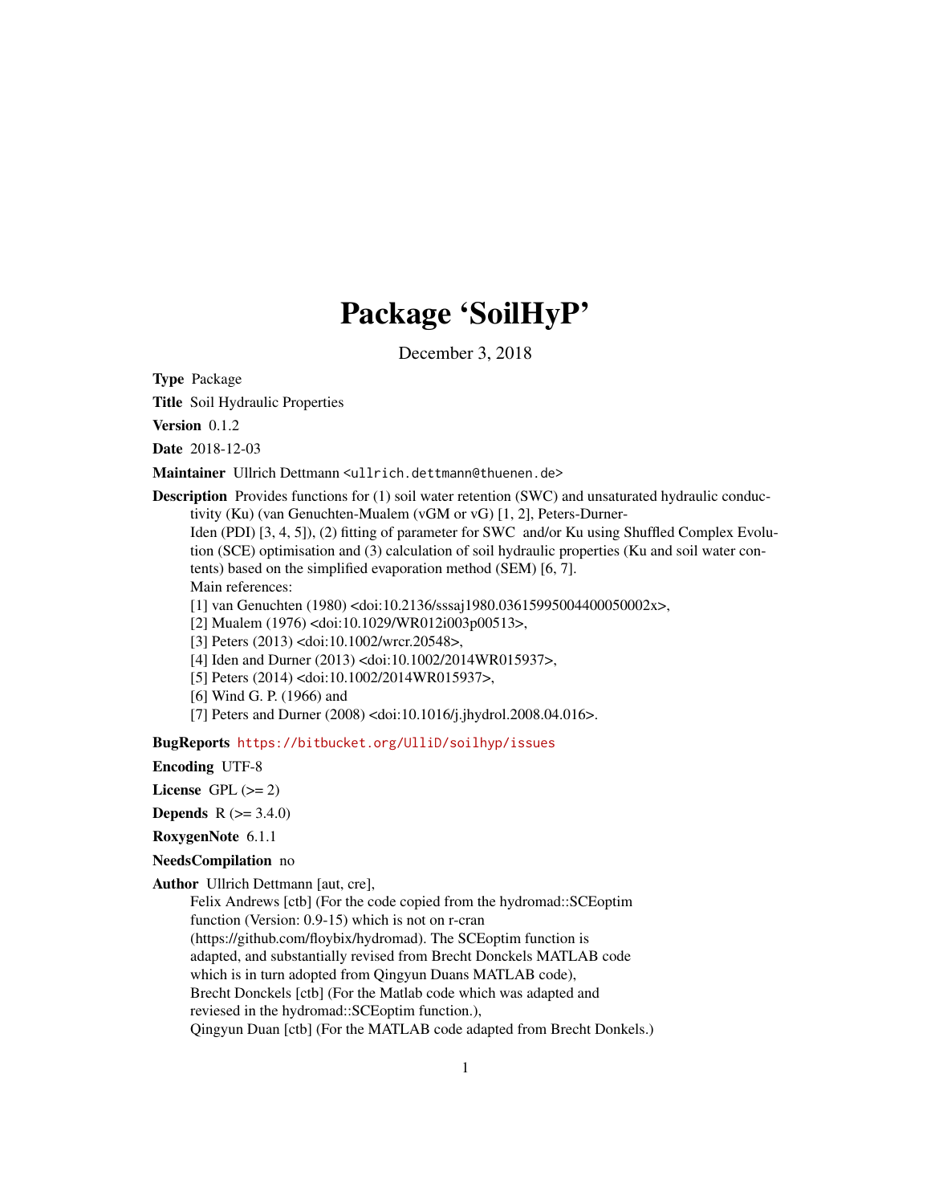# Package 'SoilHyP'

December 3, 2018

**Type** Package

**Title** Soil Hydraulic Properties

**Version** 0.1.2

**Date** 2018-12-03

**Maintainer** Ullrich Dettmann <ullrich.dettmann@thuenen.de>

**Description** Provides functions for (1) soil water retention (SWC) and unsaturated hydraulic conductivity (Ku) (van Genuchten-Mualem (vGM or vG) [1, 2], Peters-Durner-Iden (PDI) [3, 4, 5]), (2) fitting of parameter for SWC and/or Ku using Shuffled Complex Evolution (SCE) optimisation and (3) calculation of soil hydraulic properties (Ku and soil water contents) based on the simplified evaporation method (SEM) [6, 7].
Main references:
[1] van Genuchten (1980) <doi:10.2136/sssaj1980.03615995004400050002x>,
[2] Mualem (1976) <doi:10.1029/WR012i003p00513>,
[3] Peters (2013) <doi:10.1002/wrcr.20548>,
[4] Iden and Durner (2013) <doi:10.1002/2014WR015937>,
[5] Peters (2014) <doi:10.1002/2014WR015937>,
[6] Wind G. P. (1966) and
[7] Peters and Durner (2008) <doi:10.1016/j.jhydrol.2008.04.016>.

**BugReports** https://bitbucket.org/UlliD/soilhyp/issues

**Encoding** UTF-8

**License** GPL (>= 2)

**Depends** R (>= 3.4.0)

**RoxygenNote** 6.1.1

**NeedsCompilation** no

**Author** Ullrich Dettmann [aut, cre],
Felix Andrews [ctb] (For the code copied from the hydromad::SCEoptim function (Version: 0.9-15) which is not on r-cran (https://github.com/floybix/hydromad). The SCEoptim function is adapted, and substantially revised from Brecht Donckels MATLAB code which is in turn adopted from Qingyun Duans MATLAB code),
Brecht Donckels [ctb] (For the Matlab code which was adapted and reviesed in the hydromad::SCEoptim function.),
Qingyun Duan [ctb] (For the MATLAB code adapted from Brecht Donkels.)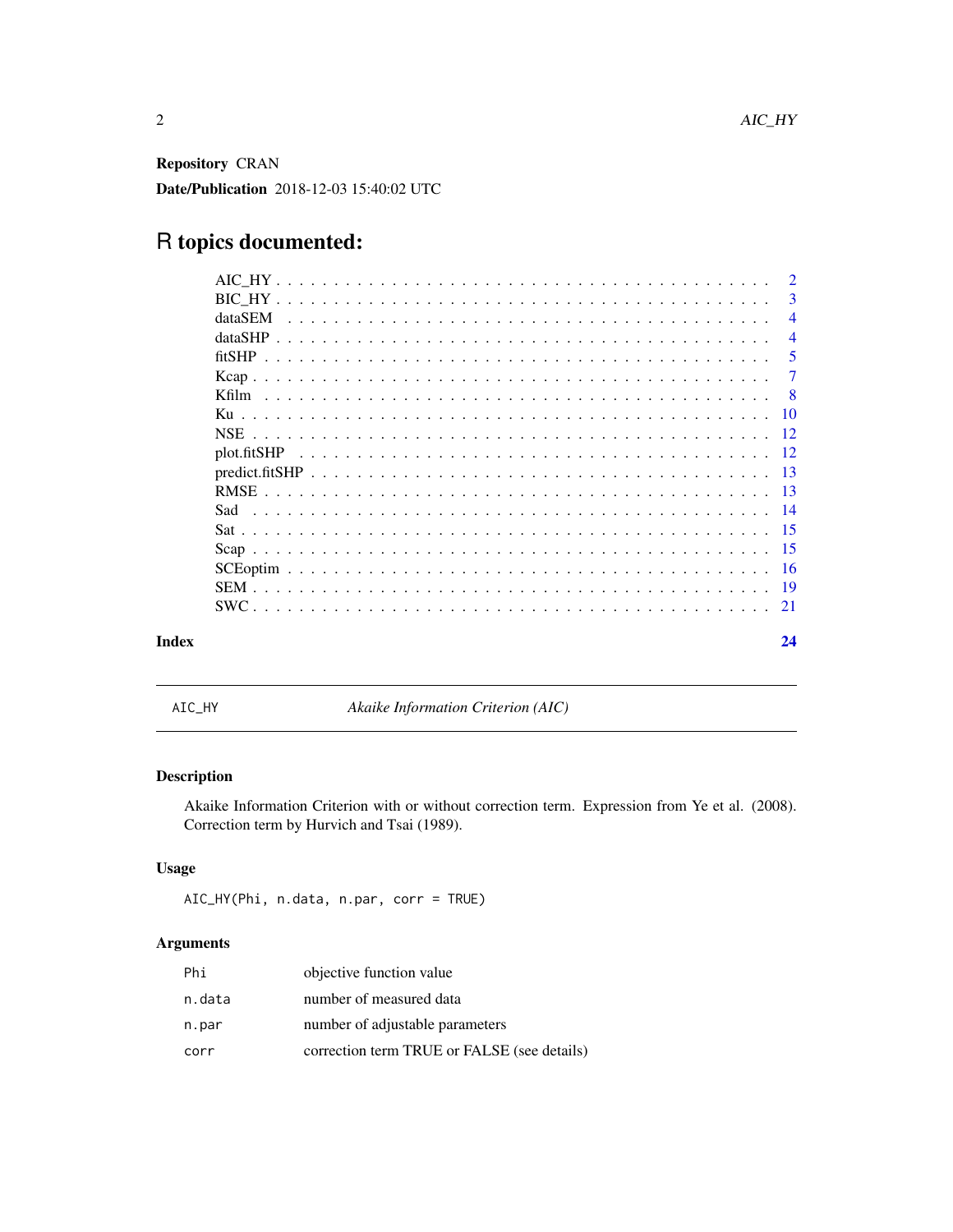**Repository** CRAN

**Date/Publication** 2018-12-03 15:40:02 UTC

# R topics documented:

| Topic | Page |
| --- | --- |
| AIC_HY | 2 |
| BIC_HY | 3 |
| dataSEM | 4 |
| dataSHP | 4 |
| fitSHP | 5 |
| Kcap | 7 |
| Kfilm | 8 |
| Ku | 10 |
| NSE | 12 |
| plot.fitSHP | 12 |
| predict.fitSHP | 13 |
| RMSE | 13 |
| Sad | 14 |
| Sat | 15 |
| Scap | 15 |
| SCEoptim | 16 |
| SEM | 19 |
| SWC | 21 |
| **Index** | **24** |

---

`AIC_HY` *Akaike Information Criterion (AIC)*

---

## Description

Akaike Information Criterion with or without correction term. Expression from Ye et al. (2008). Correction term by Hurvich and Tsai (1989).

## Usage

```
AIC_HY(Phi, n.data, n.par, corr = TRUE)
```

## Arguments

| | |
| --- | --- |
| `Phi` | objective function value |
| `n.data` | number of measured data |
| `n.par` | number of adjustable parameters |
| `corr` | correction term TRUE or FALSE (see details) |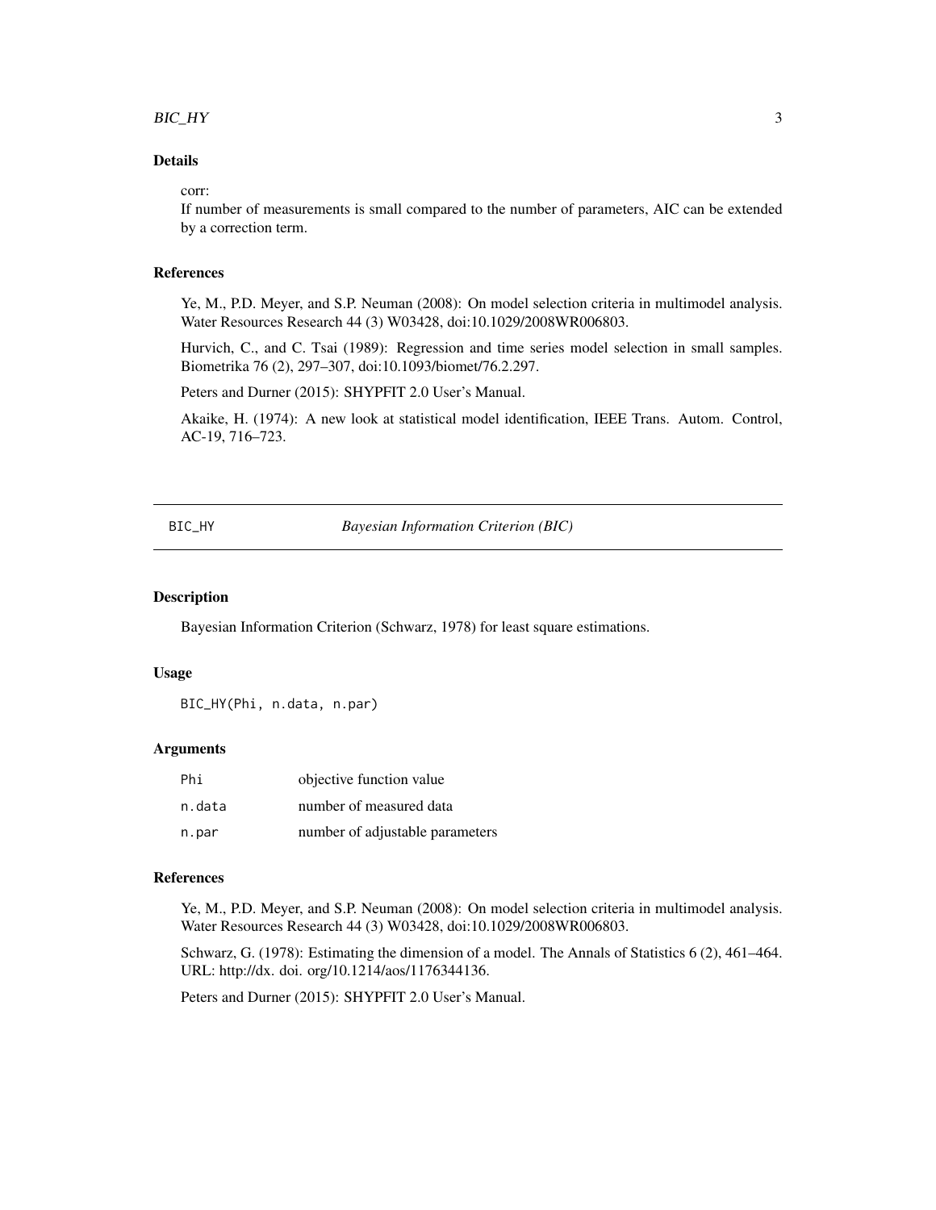### Details

corr:
If number of measurements is small compared to the number of parameters, AIC can be extended by a correction term.

### References

Ye, M., P.D. Meyer, and S.P. Neuman (2008): On model selection criteria in multimodel analysis. Water Resources Research 44 (3) W03428, doi:10.1029/2008WR006803.

Hurvich, C., and C. Tsai (1989): Regression and time series model selection in small samples. Biometrika 76 (2), 297–307, doi:10.1093/biomet/76.2.297.

Peters and Durner (2015): SHYPFIT 2.0 User's Manual.

Akaike, H. (1974): A new look at statistical model identification, IEEE Trans. Autom. Control, AC-19, 716–723.

---

## BIC_HY — *Bayesian Information Criterion (BIC)*

### Description

Bayesian Information Criterion (Schwarz, 1978) for least square estimations.

### Usage

```
BIC_HY(Phi, n.data, n.par)
```

### Arguments

| | |
|---|---|
| Phi | objective function value |
| n.data | number of measured data |
| n.par | number of adjustable parameters |

### References

Ye, M., P.D. Meyer, and S.P. Neuman (2008): On model selection criteria in multimodel analysis. Water Resources Research 44 (3) W03428, doi:10.1029/2008WR006803.

Schwarz, G. (1978): Estimating the dimension of a model. The Annals of Statistics 6 (2), 461–464. URL: http://dx. doi. org/10.1214/aos/1176344136.

Peters and Durner (2015): SHYPFIT 2.0 User's Manual.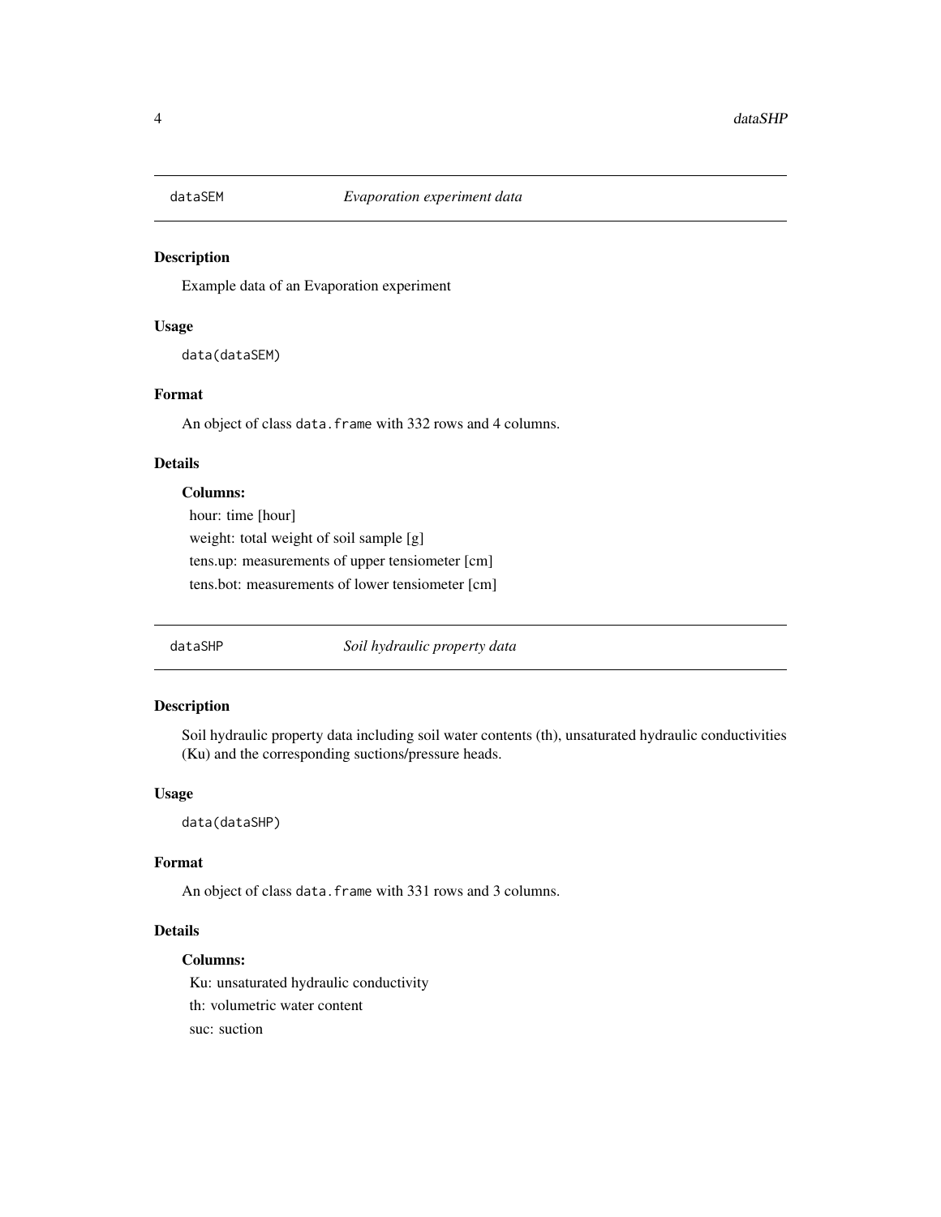## dataSEM *Evaporation experiment data*

### Description

Example data of an Evaporation experiment

### Usage

```
data(dataSEM)
```

### Format

An object of class `data.frame` with 332 rows and 4 columns.

### Details

**Columns:**

hour: time [hour]

weight: total weight of soil sample [g]

tens.up: measurements of upper tensiometer [cm]

tens.bot: measurements of lower tensiometer [cm]

## dataSHP *Soil hydraulic property data*

### Description

Soil hydraulic property data including soil water contents (th), unsaturated hydraulic conductivities (Ku) and the corresponding suctions/pressure heads.

### Usage

```
data(dataSHP)
```

### Format

An object of class `data.frame` with 331 rows and 3 columns.

### Details

**Columns:**

Ku: unsaturated hydraulic conductivity

th: volumetric water content

suc: suction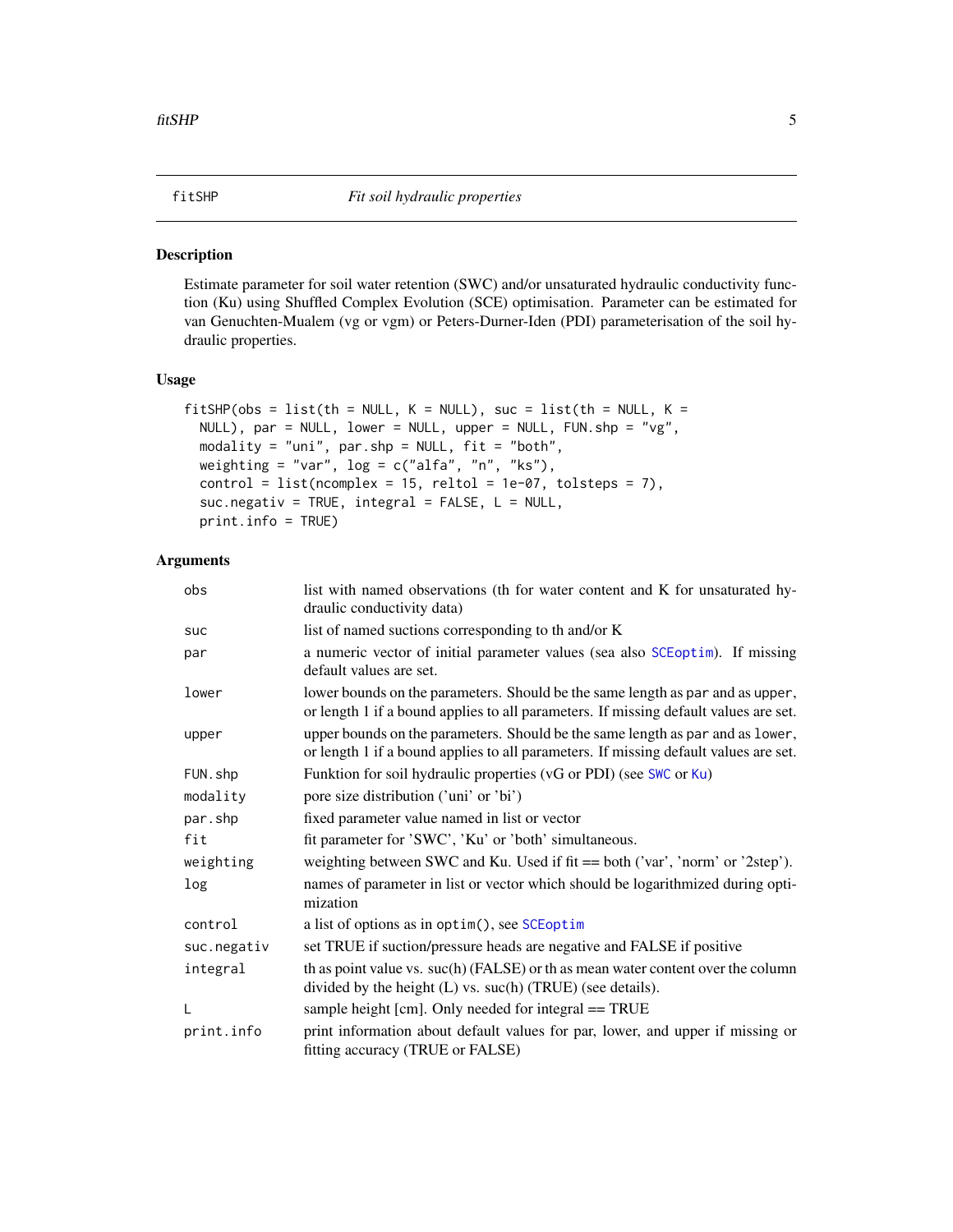## fitSHP — *Fit soil hydraulic properties*

### Description

Estimate parameter for soil water retention (SWC) and/or unsaturated hydraulic conductivity function (Ku) using Shuffled Complex Evolution (SCE) optimisation. Parameter can be estimated for van Genuchten-Mualem (vg or vgm) or Peters-Durner-Iden (PDI) parameterisation of the soil hydraulic properties.

### Usage

```
fitSHP(obs = list(th = NULL, K = NULL), suc = list(th = NULL, K =
  NULL), par = NULL, lower = NULL, upper = NULL, FUN.shp = "vg",
  modality = "uni", par.shp = NULL, fit = "both",
  weighting = "var", log = c("alfa", "n", "ks"),
  control = list(ncomplex = 15, reltol = 1e-07, tolsteps = 7),
  suc.negativ = TRUE, integral = FALSE, L = NULL,
  print.info = TRUE)
```

### Arguments

| Argument | Description |
|---|---|
| `obs` | list with named observations (th for water content and K for unsaturated hydraulic conductivity data) |
| `suc` | list of named suctions corresponding to th and/or K |
| `par` | a numeric vector of initial parameter values (sea also `SCEoptim`). If missing default values are set. |
| `lower` | lower bounds on the parameters. Should be the same length as `par` and as `upper`, or length 1 if a bound applies to all parameters. If missing default values are set. |
| `upper` | upper bounds on the parameters. Should be the same length as `par` and as `lower`, or length 1 if a bound applies to all parameters. If missing default values are set. |
| `FUN.shp` | Funktion for soil hydraulic properties (vG or PDI) (see `SWC` or `Ku`) |
| `modality` | pore size distribution ('uni' or 'bi') |
| `par.shp` | fixed parameter value named in list or vector |
| `fit` | fit parameter for 'SWC', 'Ku' or 'both' simultaneous. |
| `weighting` | weighting between SWC and Ku. Used if fit == both ('var', 'norm' or '2step'). |
| `log` | names of parameter in list or vector which should be logarithmized during optimization |
| `control` | a list of options as in `optim()`, see `SCEoptim` |
| `suc.negativ` | set TRUE if suction/pressure heads are negative and FALSE if positive |
| `integral` | th as point value vs. suc(h) (FALSE) or th as mean water content over the column divided by the height (L) vs. suc(h) (TRUE) (see details). |
| `L` | sample height [cm]. Only needed for integral == TRUE |
| `print.info` | print information about default values for par, lower, and upper if missing or fitting accuracy (TRUE or FALSE) |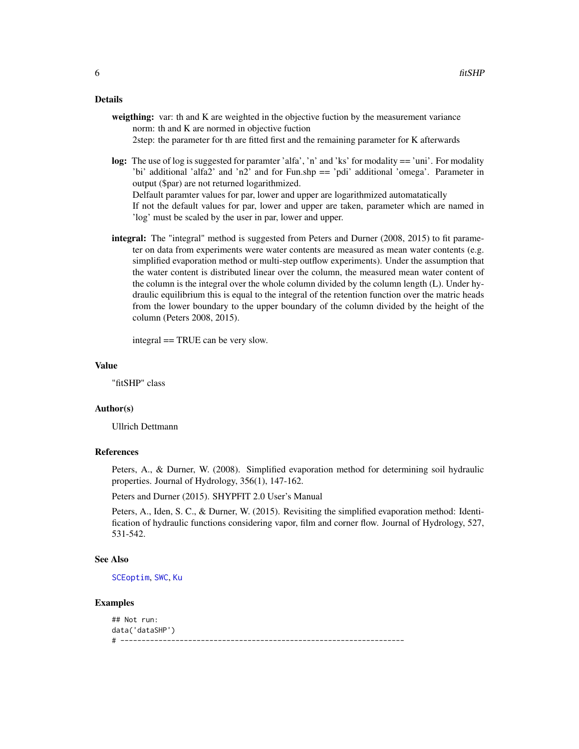## Details

**weigthing:** var: th and K are weighted in the objective fuction by the measurement variance
norm: th and K are normed in objective fuction
2step: the parameter for th are fitted first and the remaining parameter for K afterwards

**log:** The use of log is suggested for paramter 'alfa', 'n' and 'ks' for modality == 'uni'. For modality 'bi' additional 'alfa2' and 'n2' and for Fun.shp == 'pdi' additional 'omega'. Parameter in output ($par) are not returned logarithmized.
Delfault paramter values for par, lower and upper are logarithmized automatatically
If not the default values for par, lower and upper are taken, parameter which are named in 'log' must be scaled by the user in par, lower and upper.

**integral:** The "integral" method is suggested from Peters and Durner (2008, 2015) to fit parameter on data from experiments were water contents are measured as mean water contents (e.g. simplified evaporation method or multi-step outflow experiments). Under the assumption that the water content is distributed linear over the column, the measured mean water content of the column is the integral over the whole column divided by the column length (L). Under hydraulic equilibrium this is equal to the integral of the retention function over the matric heads from the lower boundary to the upper boundary of the column divided by the height of the column (Peters 2008, 2015).

integral == TRUE can be very slow.

## Value

"fitSHP" class

## Author(s)

Ullrich Dettmann

## References

Peters, A., & Durner, W. (2008). Simplified evaporation method for determining soil hydraulic properties. Journal of Hydrology, 356(1), 147-162.

Peters and Durner (2015). SHYPFIT 2.0 User's Manual

Peters, A., Iden, S. C., & Durner, W. (2015). Revisiting the simplified evaporation method: Identification of hydraulic functions considering vapor, film and corner flow. Journal of Hydrology, 527, 531-542.

## See Also

SCEoptim, SWC, Ku

## Examples

```
## Not run:
data('dataSHP')
# --------------------------------------------------------------------
```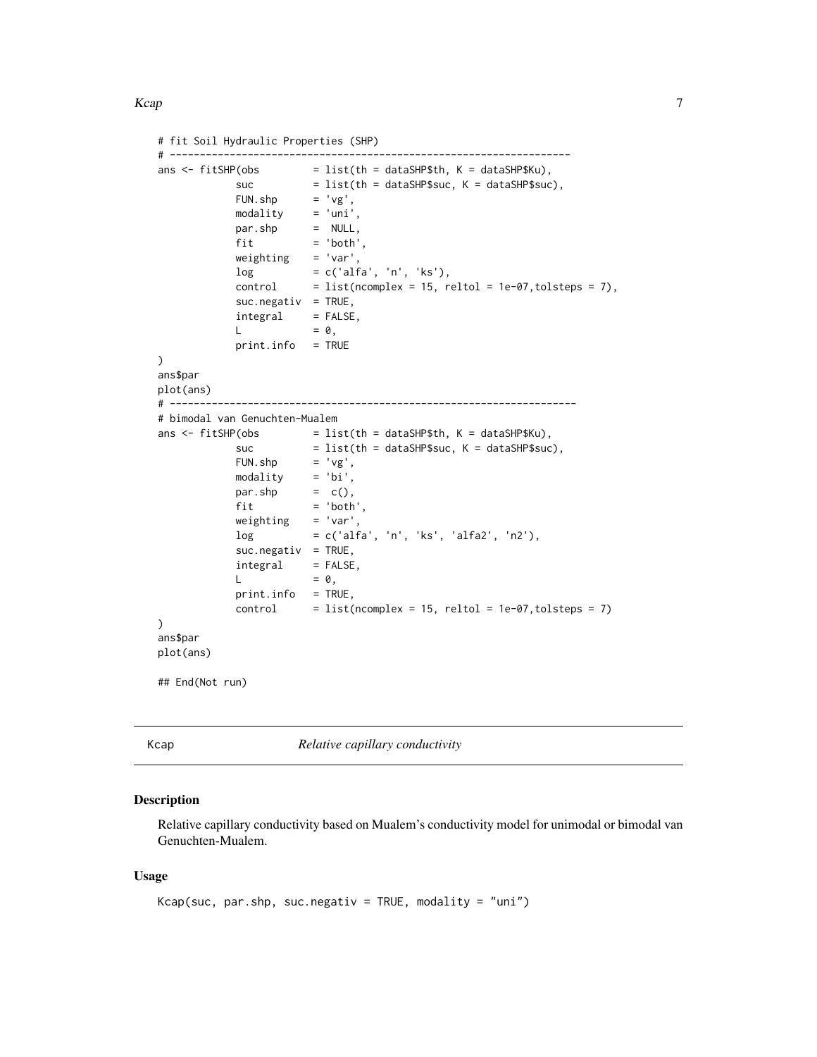```
# fit Soil Hydraulic Properties (SHP)
# -------------------------------------------------------------------
ans <- fitSHP(obs         = list(th = dataSHP$th, K = dataSHP$Ku),
             suc          = list(th = dataSHP$suc, K = dataSHP$suc),
             FUN.shp      = 'vg',
             modality     = 'uni',
             par.shp      =  NULL,
             fit          = 'both',
             weighting    = 'var',
             log          = c('alfa', 'n', 'ks'),
             control      = list(ncomplex = 15, reltol = 1e-07,tolsteps = 7),
             suc.negativ  = TRUE,
             integral     = FALSE,
             L            = 0,
             print.info   = TRUE
)
ans$par
plot(ans)
# --------------------------------------------------------------------
# bimodal van Genuchten-Mualem
ans <- fitSHP(obs         = list(th = dataSHP$th, K = dataSHP$Ku),
             suc          = list(th = dataSHP$suc, K = dataSHP$suc),
             FUN.shp      = 'vg',
             modality     = 'bi',
             par.shp      =  c(),
             fit          = 'both',
             weighting    = 'var',
             log          = c('alfa', 'n', 'ks', 'alfa2', 'n2'),
             suc.negativ  = TRUE,
             integral     = FALSE,
             L            = 0,
             print.info   = TRUE,
             control      = list(ncomplex = 15, reltol = 1e-07,tolsteps = 7)
)
ans$par
plot(ans)

## End(Not run)
```

# Kcap *Relative capillary conductivity*

## Description

Relative capillary conductivity based on Mualem's conductivity model for unimodal or bimodal van Genuchten-Mualem.

## Usage

```
Kcap(suc, par.shp, suc.negativ = TRUE, modality = "uni")
```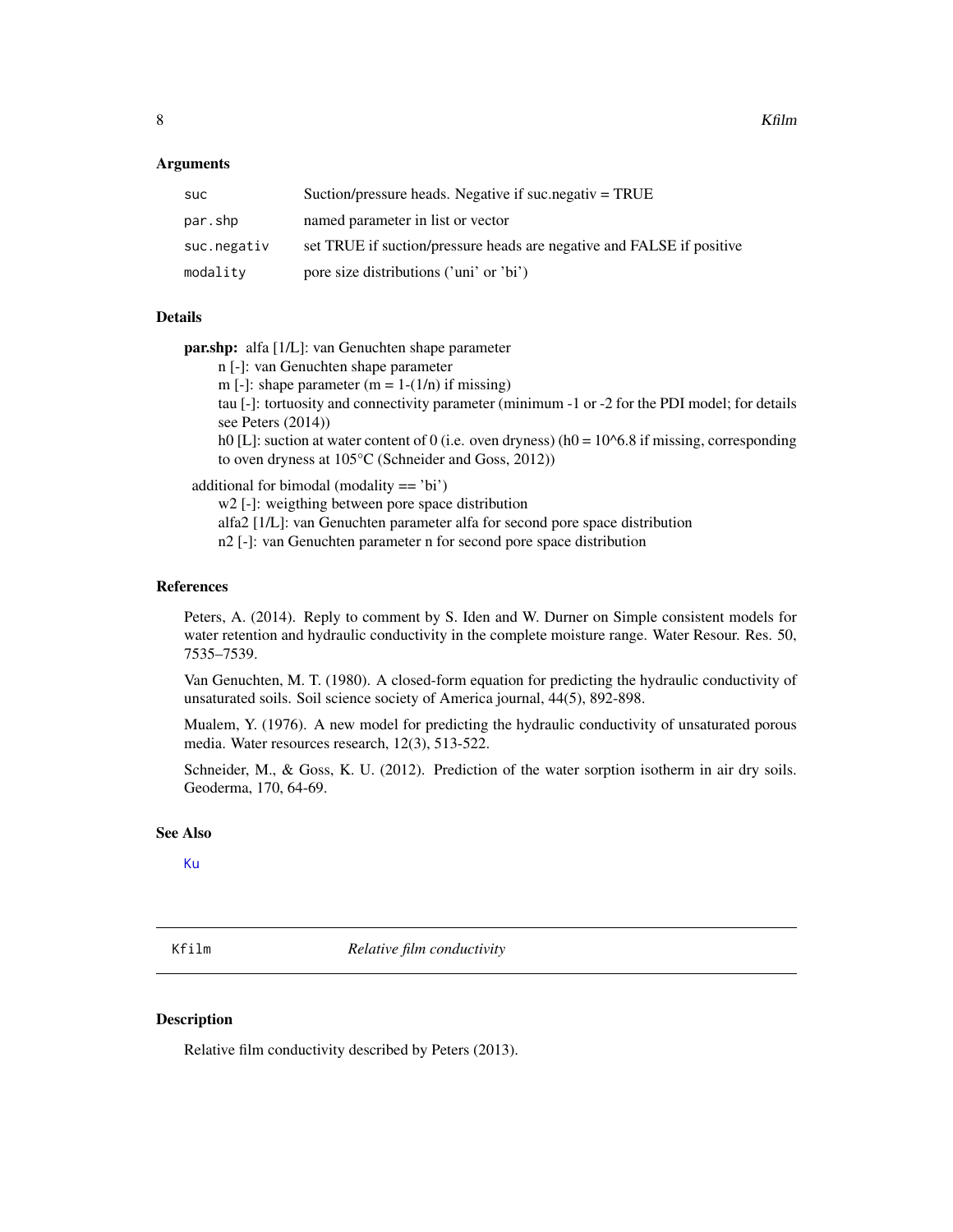### Arguments

| | |
|---|---|
| `suc` | Suction/pressure heads. Negative if suc.negativ = TRUE |
| `par.shp` | named parameter in list or vector |
| `suc.negativ` | set TRUE if suction/pressure heads are negative and FALSE if positive |
| `modality` | pore size distributions ('uni' or 'bi') |

### Details

**par.shp:** alfa [1/L]: van Genuchten shape parameter
n [-]: van Genuchten shape parameter
m [-]: shape parameter (m = 1-(1/n) if missing)
tau [-]: tortuosity and connectivity parameter (minimum -1 or -2 for the PDI model; for details see Peters (2014))
h0 [L]: suction at water content of 0 (i.e. oven dryness) (h0 = 10^6.8 if missing, corresponding to oven dryness at 105°C (Schneider and Goss, 2012))

additional for bimodal (modality == 'bi')
w2 [-]: weigthing between pore space distribution
alfa2 [1/L]: van Genuchten parameter alfa for second pore space distribution
n2 [-]: van Genuchten parameter n for second pore space distribution

### References

Peters, A. (2014). Reply to comment by S. Iden and W. Durner on Simple consistent models for water retention and hydraulic conductivity in the complete moisture range. Water Resour. Res. 50, 7535–7539.

Van Genuchten, M. T. (1980). A closed-form equation for predicting the hydraulic conductivity of unsaturated soils. Soil science society of America journal, 44(5), 892-898.

Mualem, Y. (1976). A new model for predicting the hydraulic conductivity of unsaturated porous media. Water resources research, 12(3), 513-522.

Schneider, M., & Goss, K. U. (2012). Prediction of the water sorption isotherm in air dry soils. Geoderma, 170, 64-69.

### See Also

Ku

---

## Kfilm — *Relative film conductivity*

### Description

Relative film conductivity described by Peters (2013).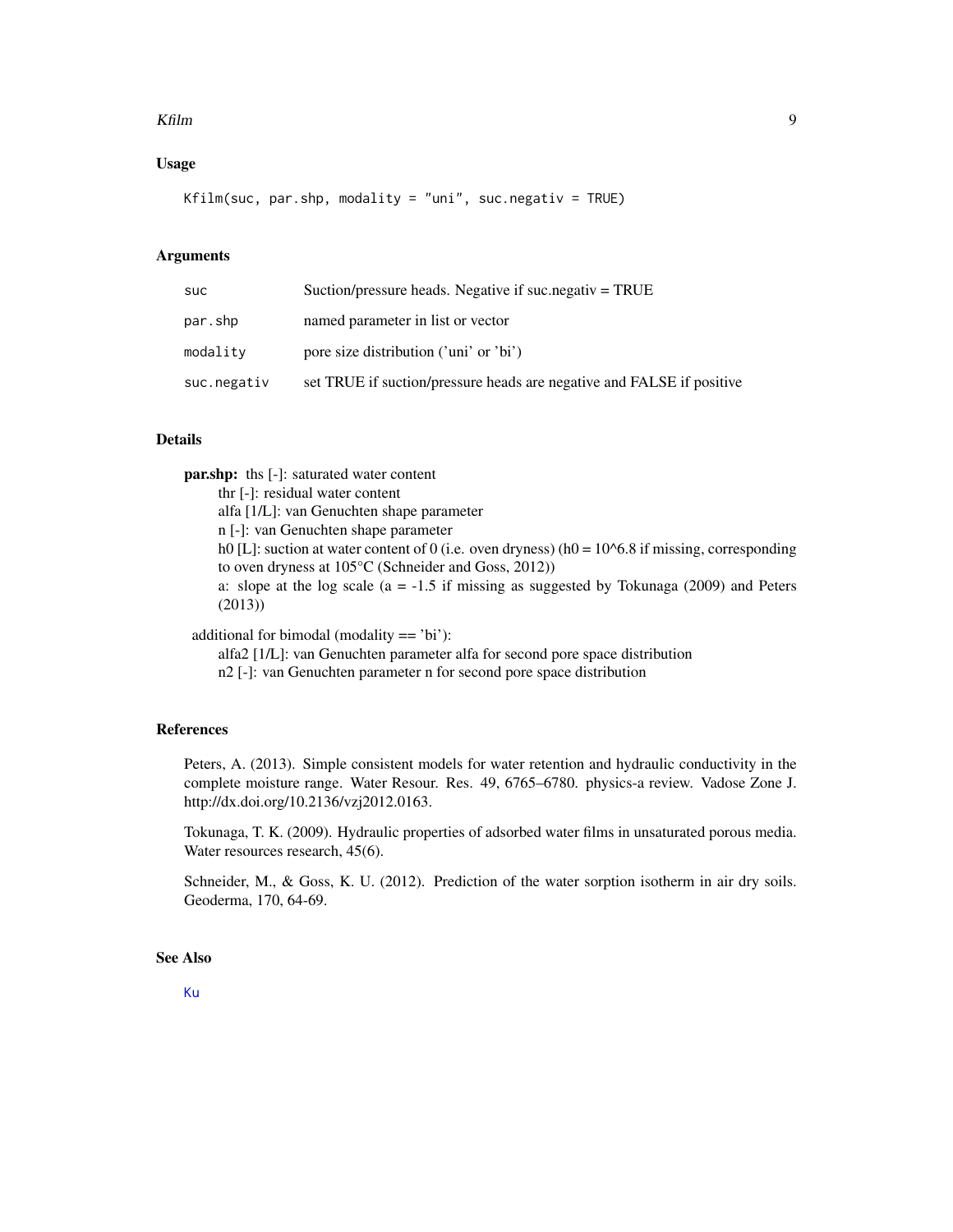### Usage

```
Kfilm(suc, par.shp, modality = "uni", suc.negativ = TRUE)
```

### Arguments

| | |
|---|---|
| suc | Suction/pressure heads. Negative if suc.negativ = TRUE |
| par.shp | named parameter in list or vector |
| modality | pore size distribution ('uni' or 'bi') |
| suc.negativ | set TRUE if suction/pressure heads are negative and FALSE if positive |

### Details

**par.shp:** ths [-]: saturated water content
thr [-]: residual water content
alfa [1/L]: van Genuchten shape parameter
n [-]: van Genuchten shape parameter
h0 [L]: suction at water content of 0 (i.e. oven dryness) (h0 = 10^6.8 if missing, corresponding to oven dryness at 105°C (Schneider and Goss, 2012))
a: slope at the log scale (a = -1.5 if missing as suggested by Tokunaga (2009) and Peters (2013))

additional for bimodal (modality == 'bi'):
alfa2 [1/L]: van Genuchten parameter alfa for second pore space distribution
n2 [-]: van Genuchten parameter n for second pore space distribution

### References

Peters, A. (2013). Simple consistent models for water retention and hydraulic conductivity in the complete moisture range. Water Resour. Res. 49, 6765–6780. physics-a review. Vadose Zone J. http://dx.doi.org/10.2136/vzj2012.0163.

Tokunaga, T. K. (2009). Hydraulic properties of adsorbed water films in unsaturated porous media. Water resources research, 45(6).

Schneider, M., & Goss, K. U. (2012). Prediction of the water sorption isotherm in air dry soils. Geoderma, 170, 64-69.

### See Also

Ku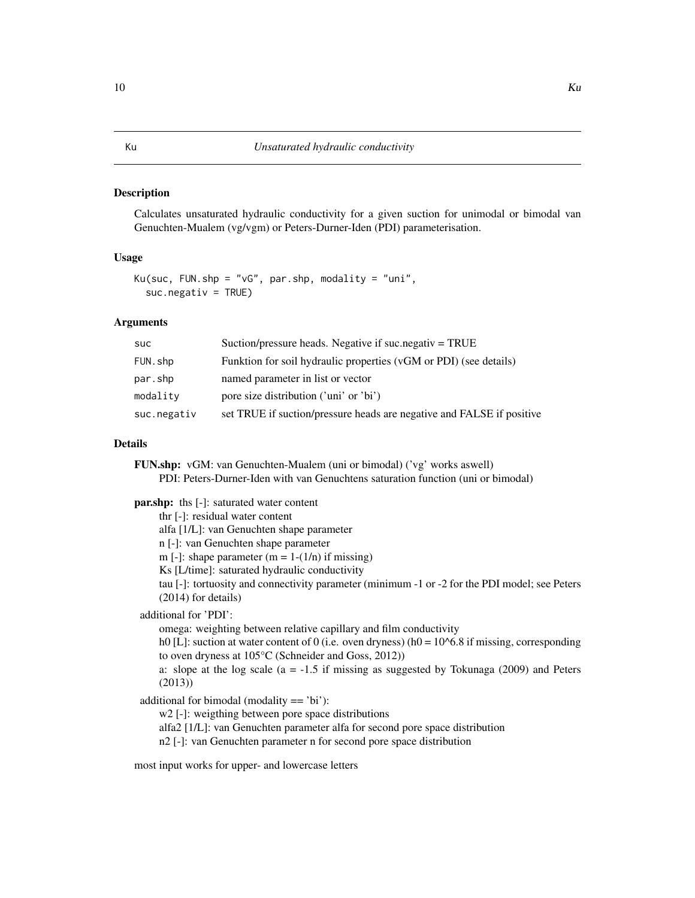# Ku — Unsaturated hydraulic conductivity

## Description

Calculates unsaturated hydraulic conductivity for a given suction for unimodal or bimodal van Genuchten-Mualem (vg/vgm) or Peters-Durner-Iden (PDI) parameterisation.

## Usage

```
Ku(suc, FUN.shp = "vG", par.shp, modality = "uni",
  suc.negativ = TRUE)
```

## Arguments

| | |
|---|---|
| suc | Suction/pressure heads. Negative if suc.negativ = TRUE |
| FUN.shp | Funktion for soil hydraulic properties (vGM or PDI) (see details) |
| par.shp | named parameter in list or vector |
| modality | pore size distribution ('uni' or 'bi') |
| suc.negativ | set TRUE if suction/pressure heads are negative and FALSE if positive |

## Details

**FUN.shp:** vGM: van Genuchten-Mualem (uni or bimodal) ('vg' works aswell)
PDI: Peters-Durner-Iden with van Genuchtens saturation function (uni or bimodal)

**par.shp:** ths [-]: saturated water content
thr [-]: residual water content
alfa [1/L]: van Genuchten shape parameter
n [-]: van Genuchten shape parameter
m [-]: shape parameter ($m = 1-(1/n)$ if missing)
Ks [L/time]: saturated hydraulic conductivity
tau [-]: tortuosity and connectivity parameter (minimum -1 or -2 for the PDI model; see Peters (2014) for details)

additional for 'PDI':
omega: weighting between relative capillary and film conductivity
h0 [L]: suction at water content of 0 (i.e. oven dryness) ($h0 = 10^{6.8}$ if missing, corresponding to oven dryness at 105°C (Schneider and Goss, 2012))
a: slope at the log scale ($a = -1.5$ if missing as suggested by Tokunaga (2009) and Peters (2013))

additional for bimodal (modality == 'bi'):
w2 [-]: weigthing between pore space distributions
alfa2 [1/L]: van Genuchten parameter alfa for second pore space distribution
n2 [-]: van Genuchten parameter n for second pore space distribution

most input works for upper- and lowercase letters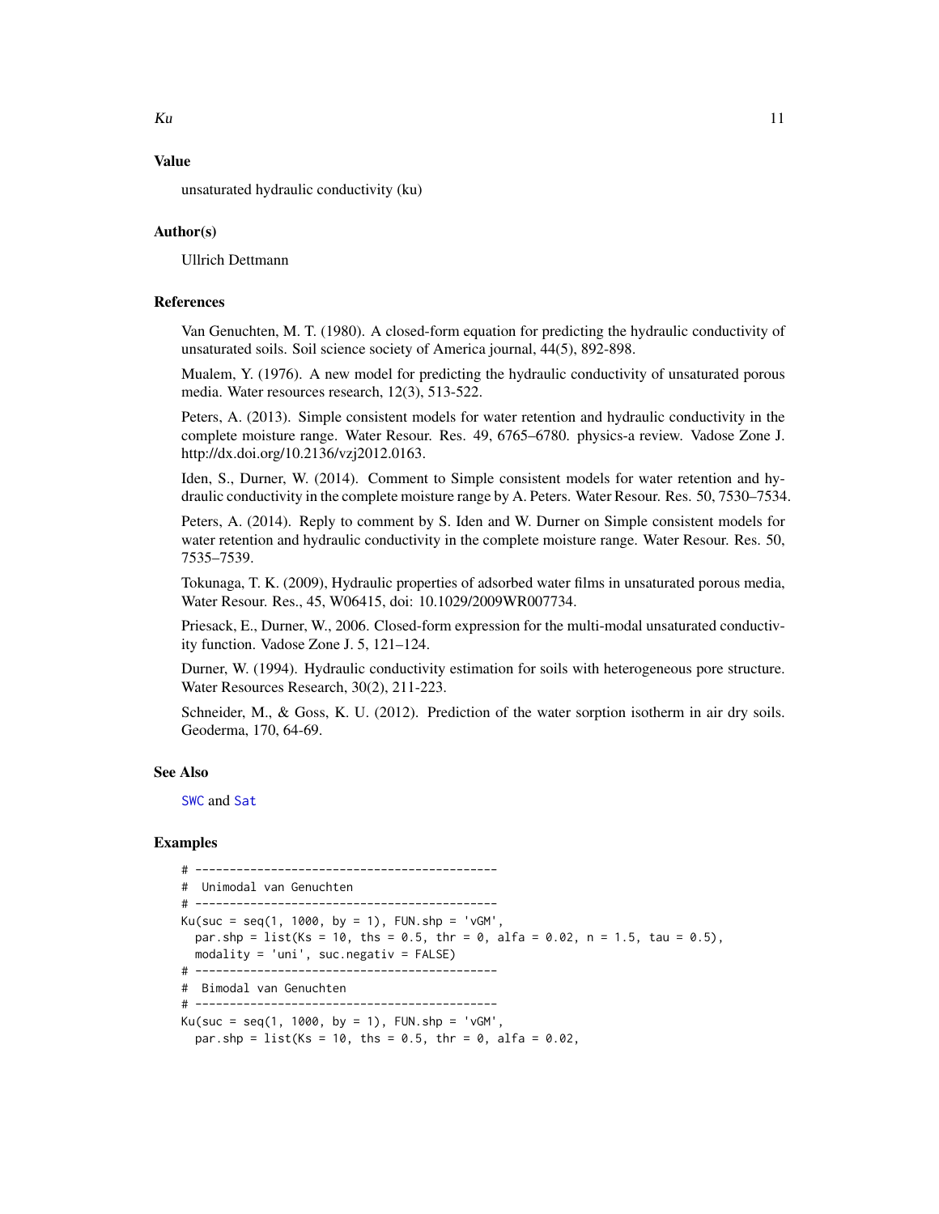## Value

unsaturated hydraulic conductivity (ku)

## Author(s)

Ullrich Dettmann

## References

Van Genuchten, M. T. (1980). A closed-form equation for predicting the hydraulic conductivity of unsaturated soils. Soil science society of America journal, 44(5), 892-898.

Mualem, Y. (1976). A new model for predicting the hydraulic conductivity of unsaturated porous media. Water resources research, 12(3), 513-522.

Peters, A. (2013). Simple consistent models for water retention and hydraulic conductivity in the complete moisture range. Water Resour. Res. 49, 6765–6780. physics-a review. Vadose Zone J. http://dx.doi.org/10.2136/vzj2012.0163.

Iden, S., Durner, W. (2014). Comment to Simple consistent models for water retention and hydraulic conductivity in the complete moisture range by A. Peters. Water Resour. Res. 50, 7530–7534.

Peters, A. (2014). Reply to comment by S. Iden and W. Durner on Simple consistent models for water retention and hydraulic conductivity in the complete moisture range. Water Resour. Res. 50, 7535–7539.

Tokunaga, T. K. (2009), Hydraulic properties of adsorbed water films in unsaturated porous media, Water Resour. Res., 45, W06415, doi: 10.1029/2009WR007734.

Priesack, E., Durner, W., 2006. Closed-form expression for the multi-modal unsaturated conductivity function. Vadose Zone J. 5, 121–124.

Durner, W. (1994). Hydraulic conductivity estimation for soils with heterogeneous pore structure. Water Resources Research, 30(2), 211-223.

Schneider, M., & Goss, K. U. (2012). Prediction of the water sorption isotherm in air dry soils. Geoderma, 170, 64-69.

## See Also

SWC and Sat

## Examples

```
# --------------------------------------------
#  Unimodal van Genuchten
# --------------------------------------------
Ku(suc = seq(1, 1000, by = 1), FUN.shp = 'vGM',
  par.shp = list(Ks = 10, ths = 0.5, thr = 0, alfa = 0.02, n = 1.5, tau = 0.5),
  modality = 'uni', suc.negativ = FALSE)
# --------------------------------------------
#  Bimodal van Genuchten
# --------------------------------------------
Ku(suc = seq(1, 1000, by = 1), FUN.shp = 'vGM',
  par.shp = list(Ks = 10, ths = 0.5, thr = 0, alfa = 0.02,
```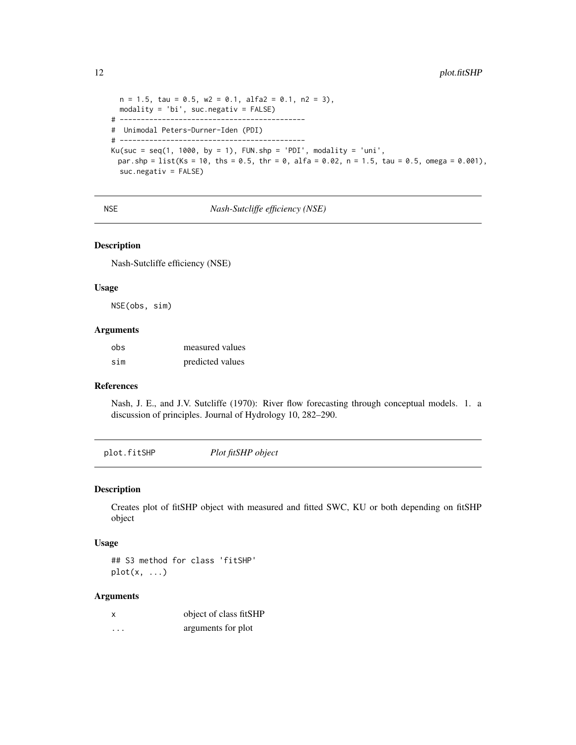```
  n = 1.5, tau = 0.5, w2 = 0.1, alfa2 = 0.1, n2 = 3),
  modality = 'bi', suc.negativ = FALSE)
# --------------------------------------------
#  Unimodal Peters-Durner-Iden (PDI)
# --------------------------------------------
Ku(suc = seq(1, 1000, by = 1), FUN.shp = 'PDI', modality = 'uni',
 par.shp = list(Ks = 10, ths = 0.5, thr = 0, alfa = 0.02, n = 1.5, tau = 0.5, omega = 0.001),
  suc.negativ = FALSE)
```

## NSE — *Nash-Sutcliffe efficiency (NSE)*

### Description

Nash-Sutcliffe efficiency (NSE)

### Usage

```
NSE(obs, sim)
```

### Arguments

| | |
|---|---|
| obs | measured values |
| sim | predicted values |

### References

Nash, J. E., and J.V. Sutcliffe (1970): River flow forecasting through conceptual models. 1. a discussion of principles. Journal of Hydrology 10, 282–290.

## plot.fitSHP — *Plot fitSHP object*

### Description

Creates plot of fitSHP object with measured and fitted SWC, KU or both depending on fitSHP object

### Usage

```
## S3 method for class 'fitSHP'
plot(x, ...)
```

### Arguments

| | |
|---|---|
| x | object of class fitSHP |
| ... | arguments for plot |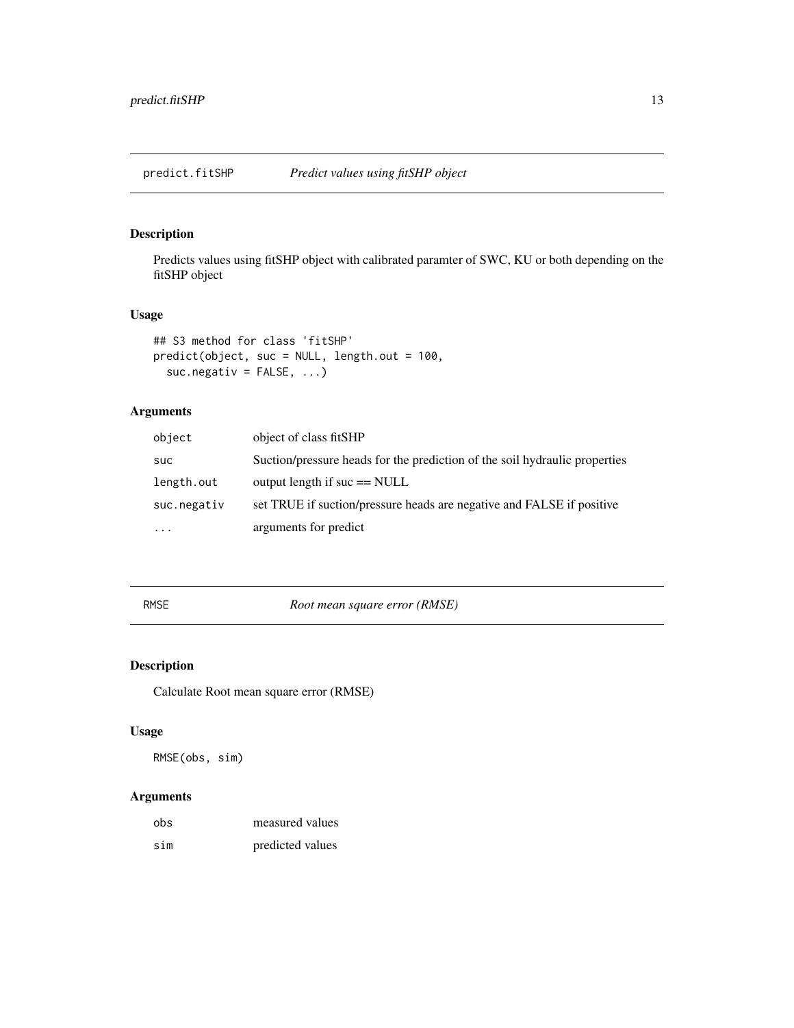## predict.fitSHP *Predict values using fitSHP object*

### Description

Predicts values using fitSHP object with calibrated paramter of SWC, KU or both depending on the fitSHP object

### Usage

```
## S3 method for class 'fitSHP'
predict(object, suc = NULL, length.out = 100,
  suc.negativ = FALSE, ...)
```

### Arguments

| | |
|---|---|
| object | object of class fitSHP |
| suc | Suction/pressure heads for the prediction of the soil hydraulic properties |
| length.out | output length if suc == NULL |
| suc.negativ | set TRUE if suction/pressure heads are negative and FALSE if positive |
| ... | arguments for predict |

## RMSE *Root mean square error (RMSE)*

### Description

Calculate Root mean square error (RMSE)

### Usage

```
RMSE(obs, sim)
```

### Arguments

| | |
|---|---|
| obs | measured values |
| sim | predicted values |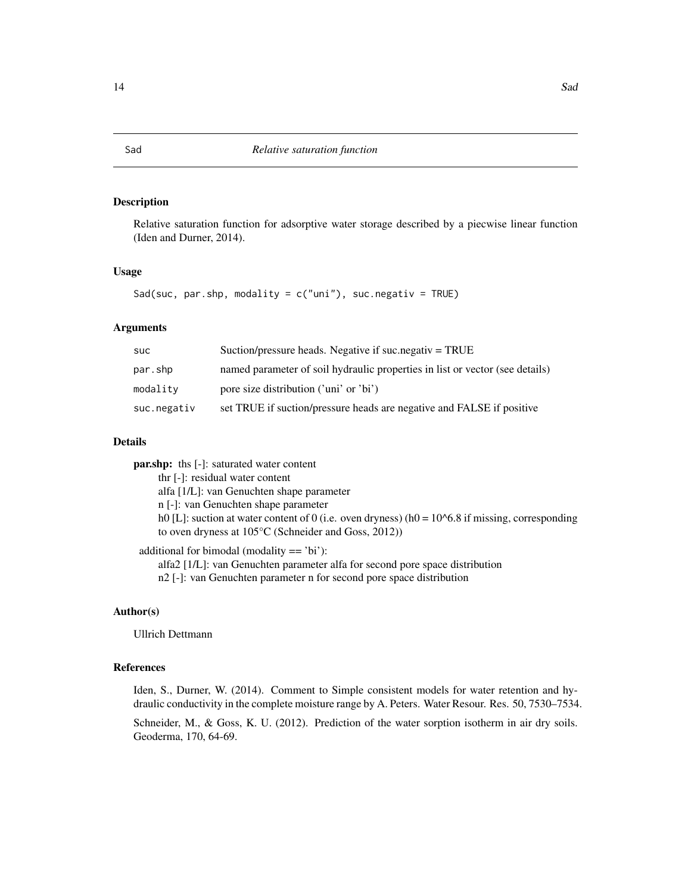# Sad — *Relative saturation function*

## Description

Relative saturation function for adsorptive water storage described by a piecwise linear function (Iden and Durner, 2014).

## Usage

```
Sad(suc, par.shp, modality = c("uni"), suc.negativ = TRUE)
```

## Arguments

| | |
|---|---|
| `suc` | Suction/pressure heads. Negative if suc.negativ = TRUE |
| `par.shp` | named parameter of soil hydraulic properties in list or vector (see details) |
| `modality` | pore size distribution ('uni' or 'bi') |
| `suc.negativ` | set TRUE if suction/pressure heads are negative and FALSE if positive |

## Details

**par.shp:** ths [-]: saturated water content
thr [-]: residual water content
alfa [1/L]: van Genuchten shape parameter
n [-]: van Genuchten shape parameter
h0 [L]: suction at water content of 0 (i.e. oven dryness) (h0 = 10^6.8 if missing, corresponding to oven dryness at 105°C (Schneider and Goss, 2012))

additional for bimodal (modality == 'bi'):
alfa2 [1/L]: van Genuchten parameter alfa for second pore space distribution
n2 [-]: van Genuchten parameter n for second pore space distribution

## Author(s)

Ullrich Dettmann

## References

Iden, S., Durner, W. (2014). Comment to Simple consistent models for water retention and hydraulic conductivity in the complete moisture range by A. Peters. Water Resour. Res. 50, 7530–7534.

Schneider, M., & Goss, K. U. (2012). Prediction of the water sorption isotherm in air dry soils. Geoderma, 170, 64-69.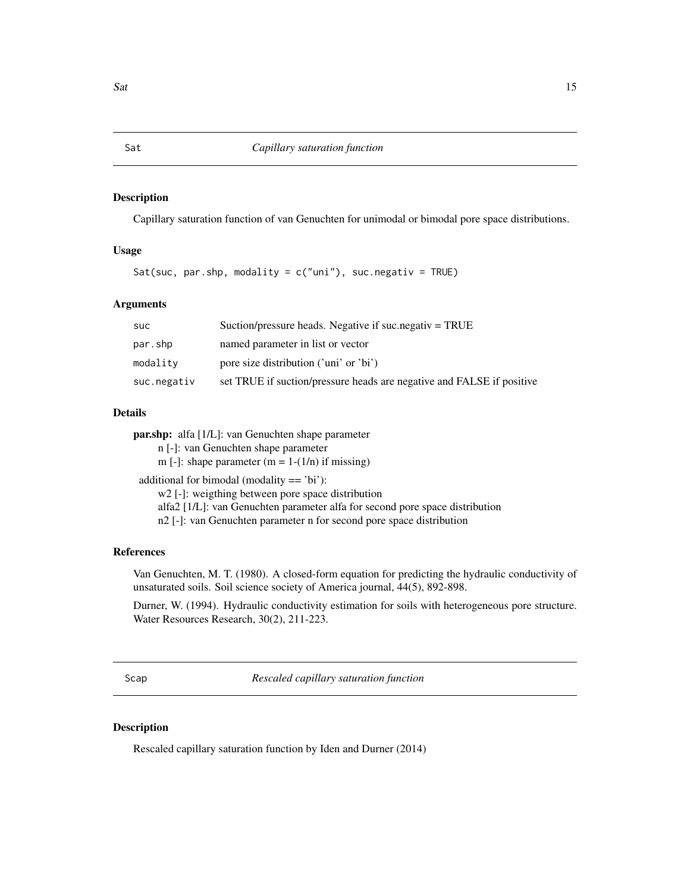## Sat — *Capillary saturation function*

### Description

Capillary saturation function of van Genuchten for unimodal or bimodal pore space distributions.

### Usage

```
Sat(suc, par.shp, modality = c("uni"), suc.negativ = TRUE)
```

### Arguments

| | |
|---|---|
| `suc` | Suction/pressure heads. Negative if suc.negativ = TRUE |
| `par.shp` | named parameter in list or vector |
| `modality` | pore size distribution ('uni' or 'bi') |
| `suc.negativ` | set TRUE if suction/pressure heads are negative and FALSE if positive |

### Details

**par.shp:** alfa [1/L]: van Genuchten shape parameter
n [-]: van Genuchten shape parameter
m [-]: shape parameter (m = 1-(1/n) if missing)

additional for bimodal (modality == 'bi'):
w2 [-]: weigthing between pore space distribution
alfa2 [1/L]: van Genuchten parameter alfa for second pore space distribution
n2 [-]: van Genuchten parameter n for second pore space distribution

### References

Van Genuchten, M. T. (1980). A closed-form equation for predicting the hydraulic conductivity of unsaturated soils. Soil science society of America journal, 44(5), 892-898.

Durner, W. (1994). Hydraulic conductivity estimation for soils with heterogeneous pore structure. Water Resources Research, 30(2), 211-223.

## Scap — *Rescaled capillary saturation function*

### Description

Rescaled capillary saturation function by Iden and Durner (2014)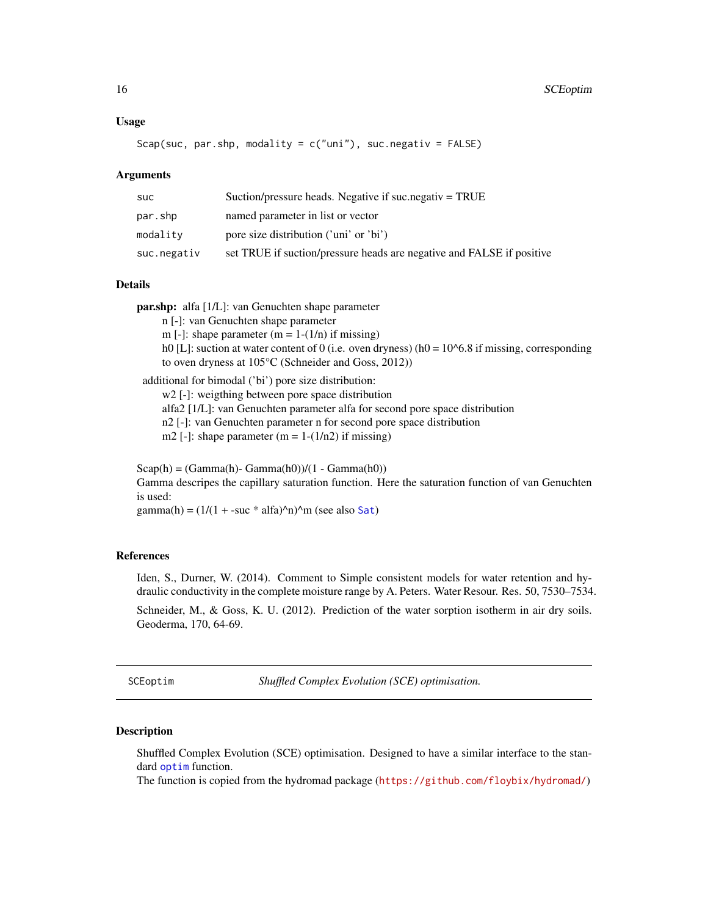### Usage

```
Scap(suc, par.shp, modality = c("uni"), suc.negativ = FALSE)
```

### Arguments

| | |
|---|---|
| suc | Suction/pressure heads. Negative if suc.negativ = TRUE |
| par.shp | named parameter in list or vector |
| modality | pore size distribution ('uni' or 'bi') |
| suc.negativ | set TRUE if suction/pressure heads are negative and FALSE if positive |

### Details

**par.shp:** alfa [1/L]: van Genuchten shape parameter
- n [-]: van Genuchten shape parameter
- m [-]: shape parameter (m = 1-(1/n) if missing)
- h0 [L]: suction at water content of 0 (i.e. oven dryness) (h0 = 10^6.8 if missing, corresponding to oven dryness at 105°C (Schneider and Goss, 2012))

additional for bimodal ('bi') pore size distribution:
- w2 [-]: weigthing between pore space distribution
- alfa2 [1/L]: van Genuchten parameter alfa for second pore space distribution
- n2 [-]: van Genuchten parameter n for second pore space distribution
- m2 [-]: shape parameter (m = 1-(1/n2) if missing)

Scap(h) = (Gamma(h)- Gamma(h0))/(1 - Gamma(h0))
Gamma descripes the capillary saturation function. Here the saturation function of van Genuchten is used:
gamma(h) = (1/(1 + -suc * alfa)^n)^m (see also Sat)

### References

Iden, S., Durner, W. (2014). Comment to Simple consistent models for water retention and hydraulic conductivity in the complete moisture range by A. Peters. Water Resour. Res. 50, 7530–7534.

Schneider, M., & Goss, K. U. (2012). Prediction of the water sorption isotherm in air dry soils. Geoderma, 170, 64-69.

---

## SCEoptim — *Shuffled Complex Evolution (SCE) optimisation.*

---

### Description

Shuffled Complex Evolution (SCE) optimisation. Designed to have a similar interface to the standard optim function.
The function is copied from the hydromad package (https://github.com/floybix/hydromad/)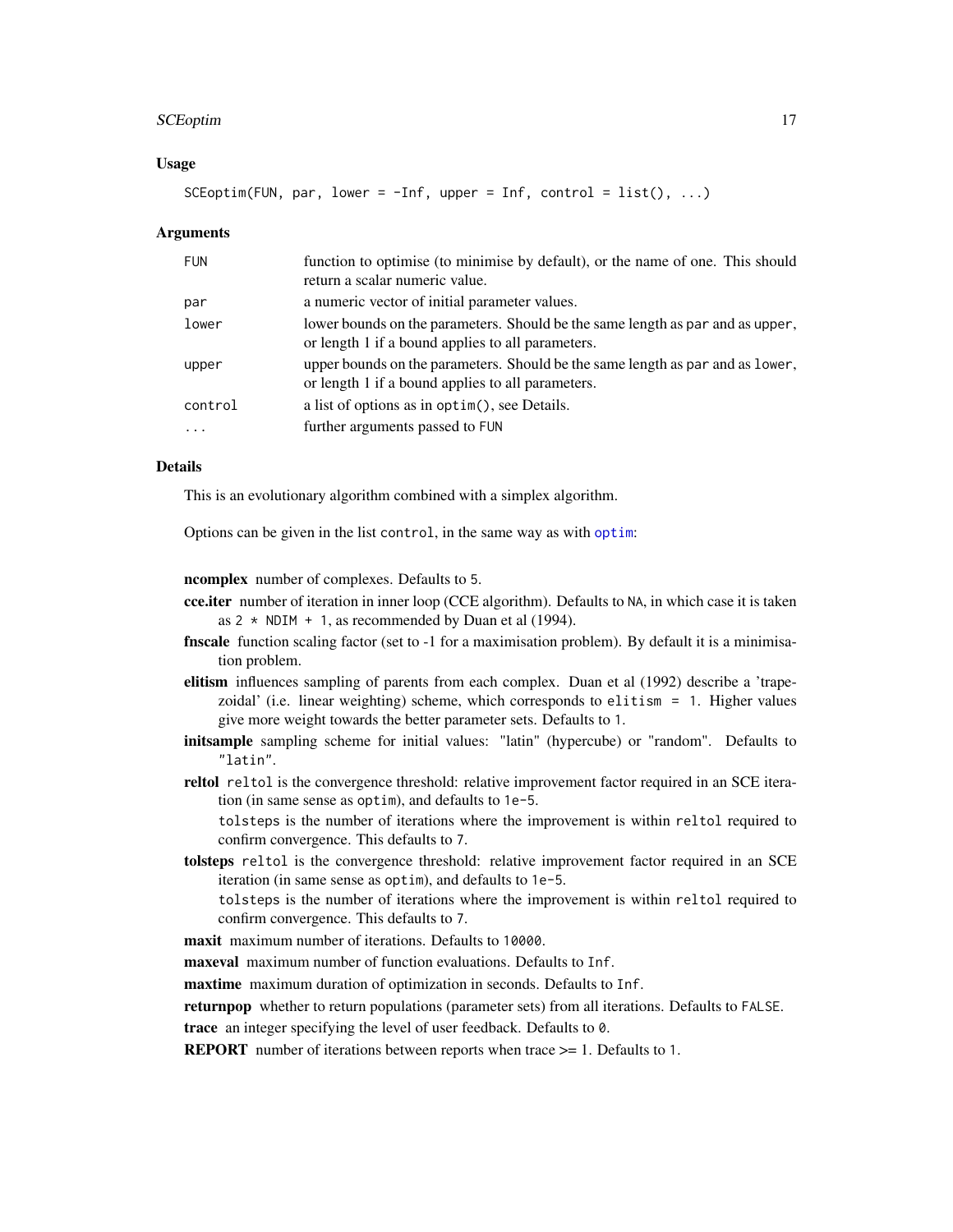### Usage

```
SCEoptim(FUN, par, lower = -Inf, upper = Inf, control = list(), ...)
```

### Arguments

| | |
|---|---|
| FUN | function to optimise (to minimise by default), or the name of one. This should return a scalar numeric value. |
| par | a numeric vector of initial parameter values. |
| lower | lower bounds on the parameters. Should be the same length as par and as upper, or length 1 if a bound applies to all parameters. |
| upper | upper bounds on the parameters. Should be the same length as par and as lower, or length 1 if a bound applies to all parameters. |
| control | a list of options as in optim(), see Details. |
| ... | further arguments passed to FUN |

### Details

This is an evolutionary algorithm combined with a simplex algorithm.

Options can be given in the list control, in the same way as with optim:

**ncomplex** number of complexes. Defaults to 5.

**cce.iter** number of iteration in inner loop (CCE algorithm). Defaults to NA, in which case it is taken as `2 * NDIM + 1`, as recommended by Duan et al (1994).

**fnscale** function scaling factor (set to -1 for a maximisation problem). By default it is a minimisation problem.

**elitism** influences sampling of parents from each complex. Duan et al (1992) describe a 'trapezoidal' (i.e. linear weighting) scheme, which corresponds to `elitism = 1`. Higher values give more weight towards the better parameter sets. Defaults to 1.

**initsample** sampling scheme for initial values: "latin" (hypercube) or "random". Defaults to "latin".

**reltol** reltol is the convergence threshold: relative improvement factor required in an SCE iteration (in same sense as optim), and defaults to 1e-5.
tolsteps is the number of iterations where the improvement is within reltol required to confirm convergence. This defaults to 7.

**tolsteps** reltol is the convergence threshold: relative improvement factor required in an SCE iteration (in same sense as optim), and defaults to 1e-5.
tolsteps is the number of iterations where the improvement is within reltol required to confirm convergence. This defaults to 7.

**maxit** maximum number of iterations. Defaults to 10000.

**maxeval** maximum number of function evaluations. Defaults to Inf.

**maxtime** maximum duration of optimization in seconds. Defaults to Inf.

**returnpop** whether to return populations (parameter sets) from all iterations. Defaults to FALSE.

**trace** an integer specifying the level of user feedback. Defaults to 0.

**REPORT** number of iterations between reports when trace >= 1. Defaults to 1.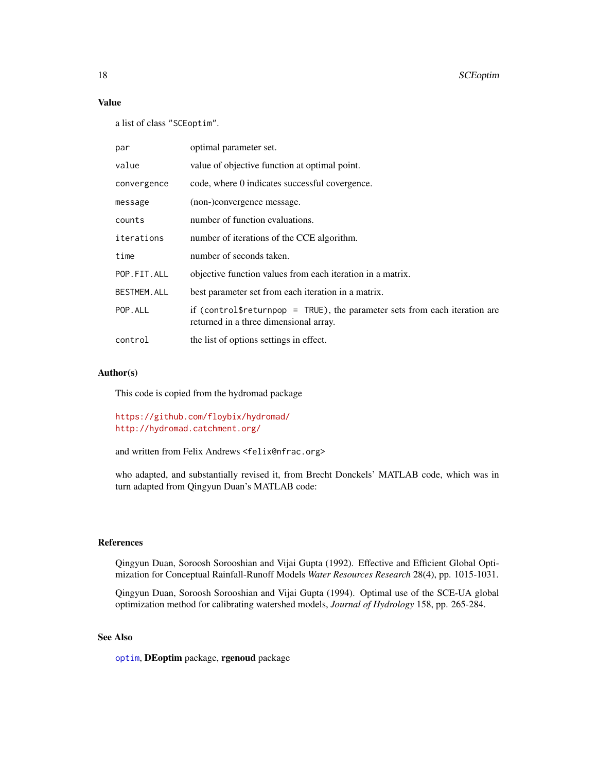## Value

a list of class "SCEoptim".

| | |
|---|---|
| par | optimal parameter set. |
| value | value of objective function at optimal point. |
| convergence | code, where 0 indicates successful covergence. |
| message | (non-)convergence message. |
| counts | number of function evaluations. |
| iterations | number of iterations of the CCE algorithm. |
| time | number of seconds taken. |
| POP.FIT.ALL | objective function values from each iteration in a matrix. |
| BESTMEM.ALL | best parameter set from each iteration in a matrix. |
| POP.ALL | if (control$returnpop = TRUE), the parameter sets from each iteration are returned in a three dimensional array. |
| control | the list of options settings in effect. |

## Author(s)

This code is copied from the hydromad package

https://github.com/floybix/hydromad/
http://hydromad.catchment.org/

and written from Felix Andrews <felix@nfrac.org>

who adapted, and substantially revised it, from Brecht Donckels' MATLAB code, which was in turn adapted from Qingyun Duan's MATLAB code:

## References

Qingyun Duan, Soroosh Sorooshian and Vijai Gupta (1992). Effective and Efficient Global Optimization for Conceptual Rainfall-Runoff Models *Water Resources Research* 28(4), pp. 1015-1031.

Qingyun Duan, Soroosh Sorooshian and Vijai Gupta (1994). Optimal use of the SCE-UA global optimization method for calibrating watershed models, *Journal of Hydrology* 158, pp. 265-284.

## See Also

optim, **DEoptim** package, **rgenoud** package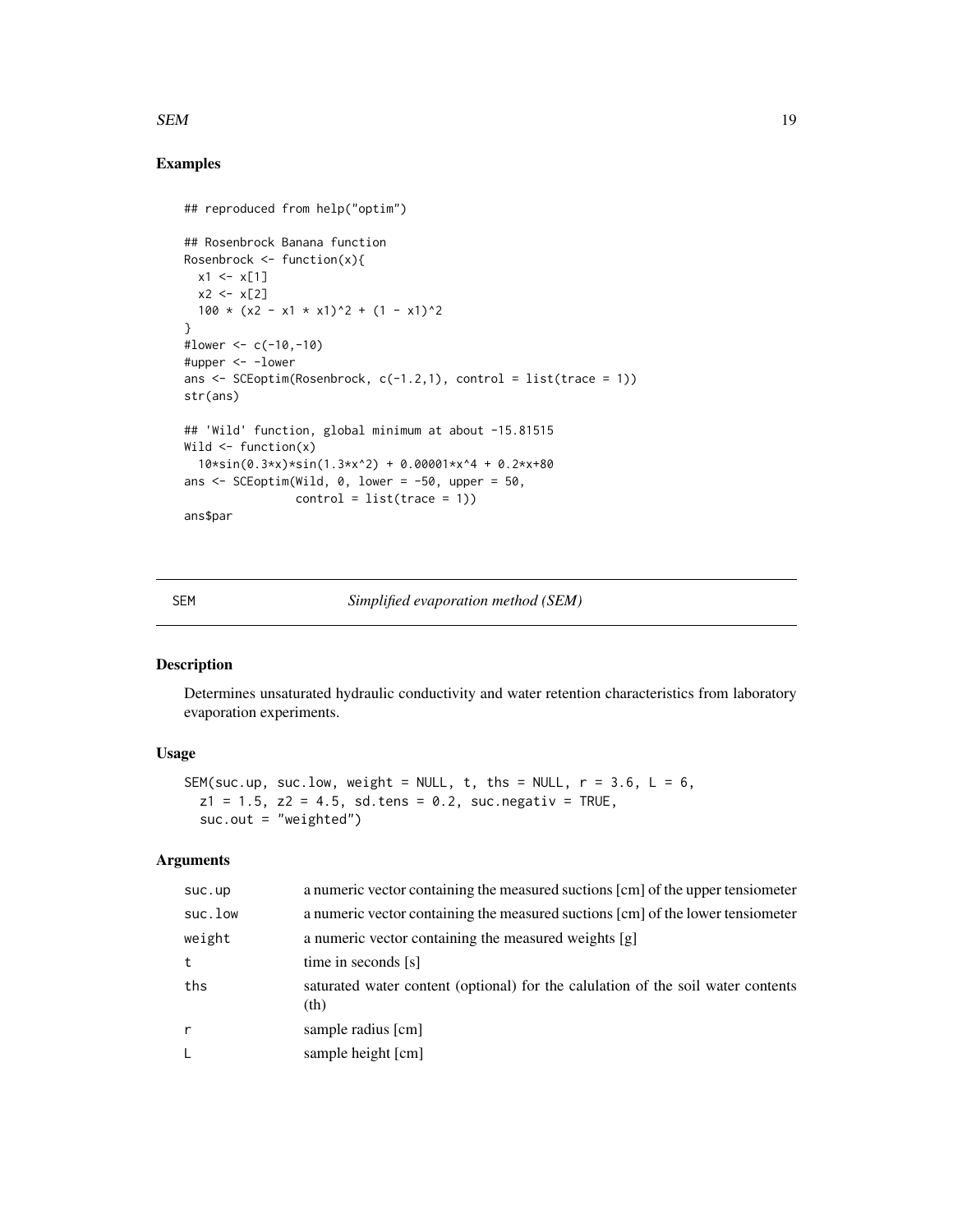## Examples

```
## reproduced from help("optim")

## Rosenbrock Banana function
Rosenbrock <- function(x){
  x1 <- x[1]
  x2 <- x[2]
  100 * (x2 - x1 * x1)^2 + (1 - x1)^2
}
#lower <- c(-10,-10)
#upper <- -lower
ans <- SCEoptim(Rosenbrock, c(-1.2,1), control = list(trace = 1))
str(ans)

## 'Wild' function, global minimum at about -15.81515
Wild <- function(x)
  10*sin(0.3*x)*sin(1.3*x^2) + 0.00001*x^4 + 0.2*x+80
ans <- SCEoptim(Wild, 0, lower = -50, upper = 50,
                control = list(trace = 1))
ans$par
```

---

# SEM *Simplified evaporation method (SEM)*

## Description

Determines unsaturated hydraulic conductivity and water retention characteristics from laboratory evaporation experiments.

## Usage

```
SEM(suc.up, suc.low, weight = NULL, t, ths = NULL, r = 3.6, L = 6,
  z1 = 1.5, z2 = 4.5, sd.tens = 0.2, suc.negativ = TRUE,
  suc.out = "weighted")
```

## Arguments

| | |
|---|---|
| `suc.up` | a numeric vector containing the measured suctions [cm] of the upper tensiometer |
| `suc.low` | a numeric vector containing the measured suctions [cm] of the lower tensiometer |
| `weight` | a numeric vector containing the measured weights [g] |
| `t` | time in seconds [s] |
| `ths` | saturated water content (optional) for the calulation of the soil water contents (th) |
| `r` | sample radius [cm] |
| `L` | sample height [cm] |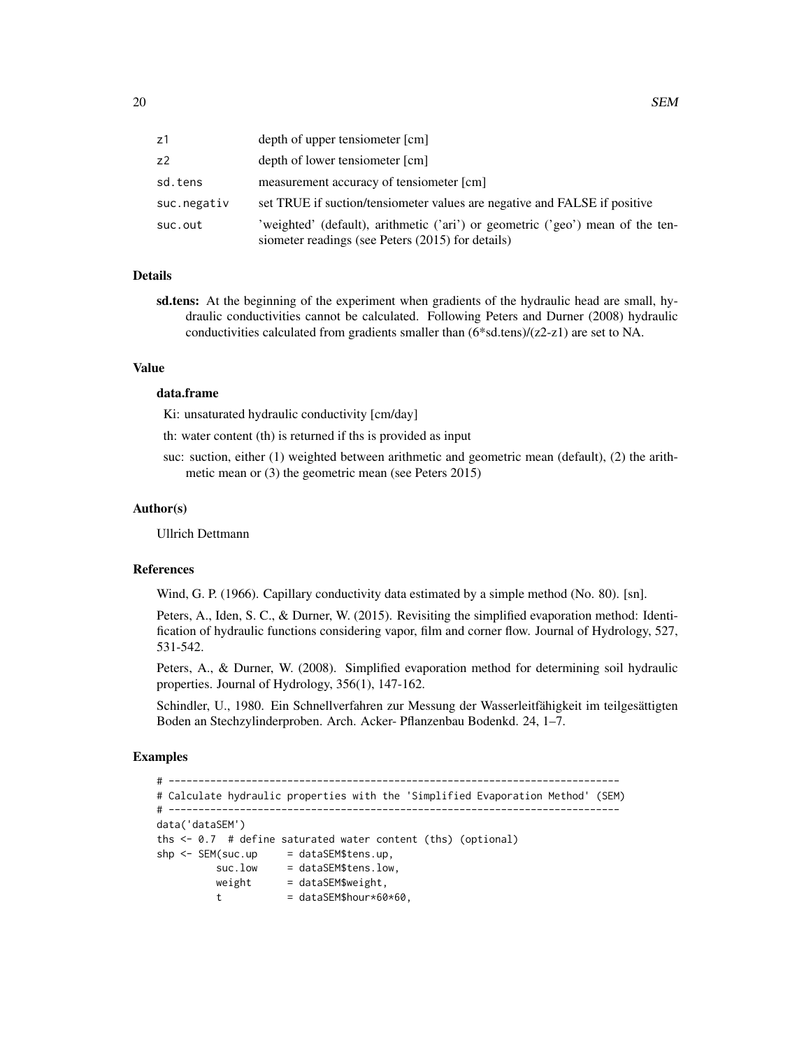| | |
|---|---|
| z1 | depth of upper tensiometer [cm] |
| z2 | depth of lower tensiometer [cm] |
| sd.tens | measurement accuracy of tensiometer [cm] |
| suc.negativ | set TRUE if suction/tensiometer values are negative and FALSE if positive |
| suc.out | 'weighted' (default), arithmetic ('ari') or geometric ('geo') mean of the tensiometer readings (see Peters (2015) for details) |

## Details

**sd.tens:** At the beginning of the experiment when gradients of the hydraulic head are small, hydraulic conductivities cannot be calculated. Following Peters and Durner (2008) hydraulic conductivities calculated from gradients smaller than (6*sd.tens)/(z2-z1) are set to NA.

## Value

### data.frame

Ki: unsaturated hydraulic conductivity [cm/day]

th: water content (th) is returned if ths is provided as input

suc: suction, either (1) weighted between arithmetic and geometric mean (default), (2) the arithmetic mean or (3) the geometric mean (see Peters 2015)

## Author(s)

Ullrich Dettmann

## References

Wind, G. P. (1966). Capillary conductivity data estimated by a simple method (No. 80). [sn].

Peters, A., Iden, S. C., & Durner, W. (2015). Revisiting the simplified evaporation method: Identification of hydraulic functions considering vapor, film and corner flow. Journal of Hydrology, 527, 531-542.

Peters, A., & Durner, W. (2008). Simplified evaporation method for determining soil hydraulic properties. Journal of Hydrology, 356(1), 147-162.

Schindler, U., 1980. Ein Schnellverfahren zur Messung der Wasserleitfähigkeit im teilgesättigten Boden an Stechzylinderproben. Arch. Acker- Pflanzenbau Bodenkd. 24, 1–7.

## Examples

```
# ---------------------------------------------------------------------------
# Calculate hydraulic properties with the 'Simplified Evaporation Method' (SEM)
# ---------------------------------------------------------------------------
data('dataSEM')
ths <- 0.7  # define saturated water content (ths) (optional)
shp <- SEM(suc.up     = dataSEM$tens.up,
           suc.low    = dataSEM$tens.low,
           weight     = dataSEM$weight,
           t          = dataSEM$hour*60*60,
```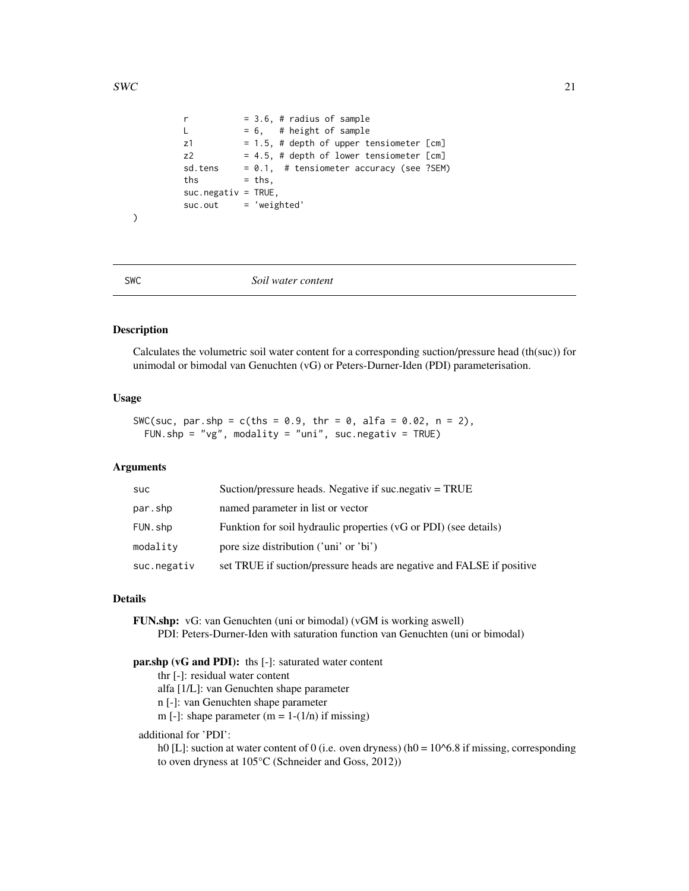```
          r           = 3.6, # radius of sample
          L           = 6,   # height of sample
          z1          = 1.5, # depth of upper tensiometer [cm]
          z2          = 4.5, # depth of lower tensiometer [cm]
          sd.tens     = 0.1,  # tensiometer accuracy (see ?SEM)
          ths         = ths,
          suc.negativ = TRUE,
          suc.out     = 'weighted'
)
```

---

SWC — *Soil water content*

---

## Description

Calculates the volumetric soil water content for a corresponding suction/pressure head (th(suc)) for unimodal or bimodal van Genuchten (vG) or Peters-Durner-Iden (PDI) parameterisation.

## Usage

```
SWC(suc, par.shp = c(ths = 0.9, thr = 0, alfa = 0.02, n = 2),
  FUN.shp = "vg", modality = "uni", suc.negativ = TRUE)
```

## Arguments

| | |
|---|---|
| suc | Suction/pressure heads. Negative if suc.negativ = TRUE |
| par.shp | named parameter in list or vector |
| FUN.shp | Funktion for soil hydraulic properties (vG or PDI) (see details) |
| modality | pore size distribution ('uni' or 'bi') |
| suc.negativ | set TRUE if suction/pressure heads are negative and FALSE if positive |

## Details

**FUN.shp:** vG: van Genuchten (uni or bimodal) (vGM is working aswell)
PDI: Peters-Durner-Iden with saturation function van Genuchten (uni or bimodal)

**par.shp (vG and PDI):** ths [-]: saturated water content
thr [-]: residual water content
alfa [1/L]: van Genuchten shape parameter
n [-]: van Genuchten shape parameter
m [-]: shape parameter (m = 1-(1/n) if missing)

additional for 'PDI':
h0 [L]: suction at water content of 0 (i.e. oven dryness) (h0 = 10^6.8 if missing, corresponding to oven dryness at 105°C (Schneider and Goss, 2012))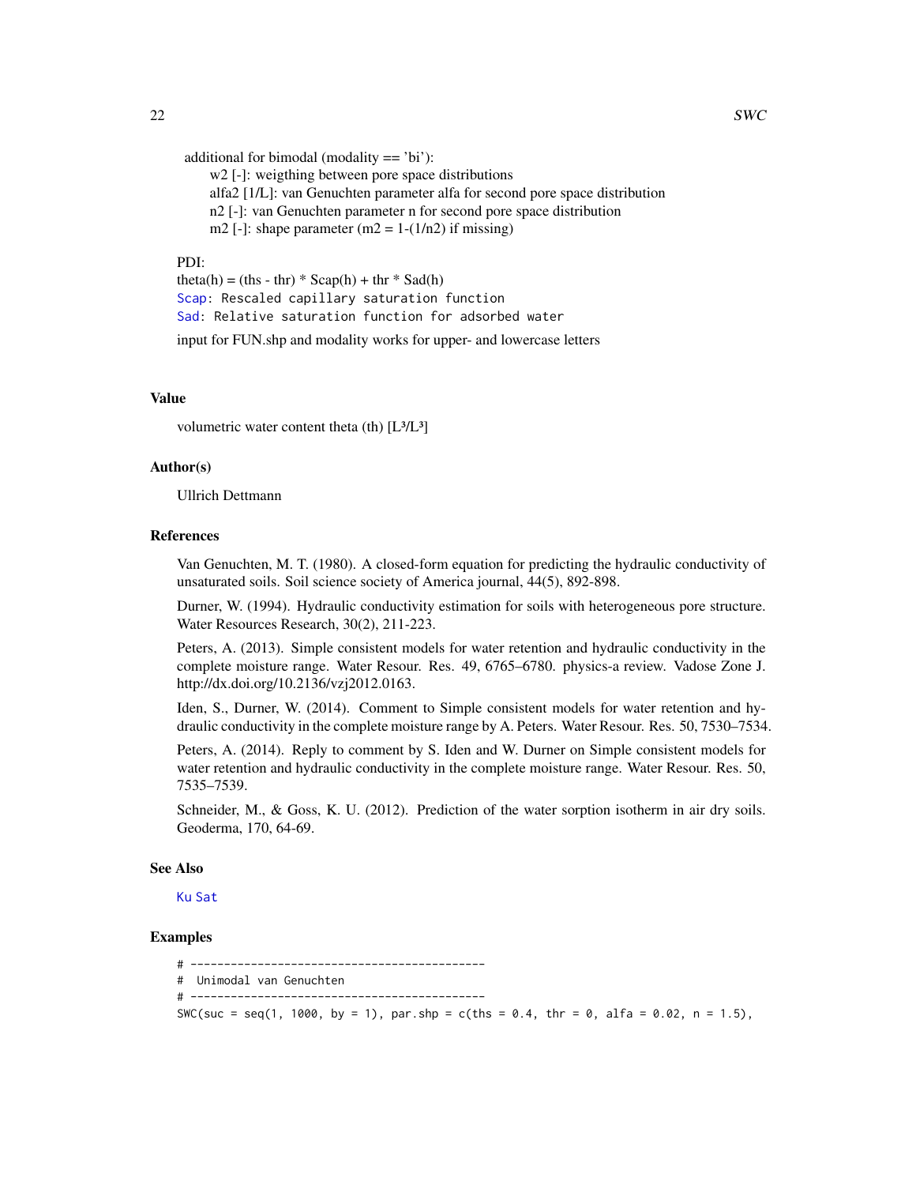additional for bimodal (modality == 'bi'):

- w2 [-]: weigthing between pore space distributions
- alfa2 [1/L]: van Genuchten parameter alfa for second pore space distribution
- n2 [-]: van Genuchten parameter n for second pore space distribution
- m2 [-]: shape parameter (m2 = 1-(1/n2) if missing)

PDI:
theta(h) = (ths - thr) * Scap(h) + thr * Sad(h)
`Scap`: Rescaled capillary saturation function
`Sad`: Relative saturation function for adsorbed water

input for FUN.shp and modality works for upper- and lowercase letters

### Value

volumetric water content theta (th) [L³/L³]

### Author(s)

Ullrich Dettmann

### References

Van Genuchten, M. T. (1980). A closed-form equation for predicting the hydraulic conductivity of unsaturated soils. Soil science society of America journal, 44(5), 892-898.

Durner, W. (1994). Hydraulic conductivity estimation for soils with heterogeneous pore structure. Water Resources Research, 30(2), 211-223.

Peters, A. (2013). Simple consistent models for water retention and hydraulic conductivity in the complete moisture range. Water Resour. Res. 49, 6765–6780. physics-a review. Vadose Zone J. http://dx.doi.org/10.2136/vzj2012.0163.

Iden, S., Durner, W. (2014). Comment to Simple consistent models for water retention and hydraulic conductivity in the complete moisture range by A. Peters. Water Resour. Res. 50, 7530–7534.

Peters, A. (2014). Reply to comment by S. Iden and W. Durner on Simple consistent models for water retention and hydraulic conductivity in the complete moisture range. Water Resour. Res. 50, 7535–7539.

Schneider, M., & Goss, K. U. (2012). Prediction of the water sorption isotherm in air dry soils. Geoderma, 170, 64-69.

### See Also

`Ku` `Sat`

### Examples

```
# --------------------------------------------
#  Unimodal van Genuchten
# --------------------------------------------
SWC(suc = seq(1, 1000, by = 1), par.shp = c(ths = 0.4, thr = 0, alfa = 0.02, n = 1.5),
```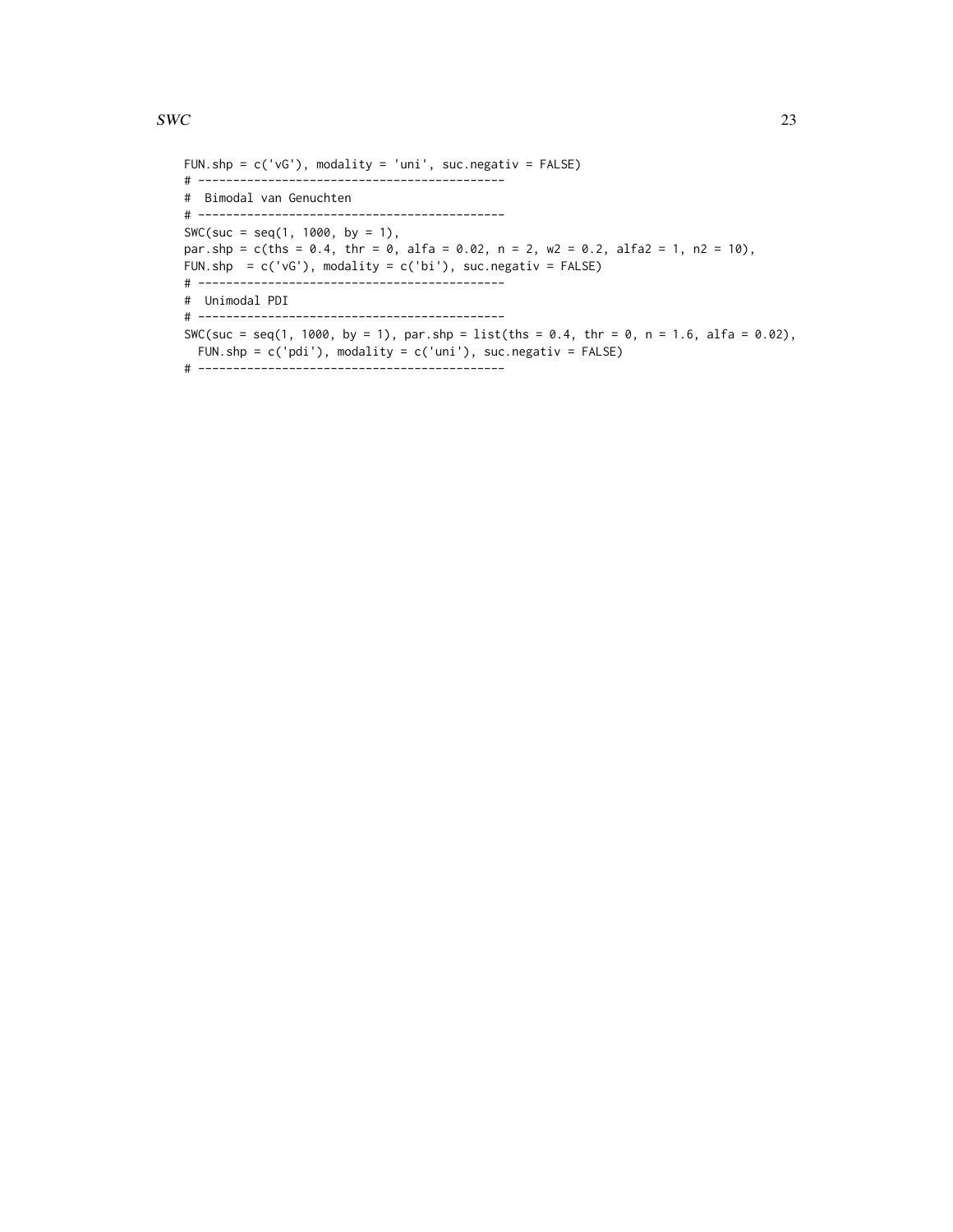```
FUN.shp = c('vG'), modality = 'uni', suc.negativ = FALSE)
# --------------------------------------------
#  Bimodal van Genuchten
# --------------------------------------------
SWC(suc = seq(1, 1000, by = 1),
par.shp = c(ths = 0.4, thr = 0, alfa = 0.02, n = 2, w2 = 0.2, alfa2 = 1, n2 = 10),
FUN.shp  = c('vG'), modality = c('bi'), suc.negativ = FALSE)
# --------------------------------------------
#  Unimodal PDI
# --------------------------------------------
SWC(suc = seq(1, 1000, by = 1), par.shp = list(ths = 0.4, thr = 0, n = 1.6, alfa = 0.02),
  FUN.shp = c('pdi'), modality = c('uni'), suc.negativ = FALSE)
# --------------------------------------------
```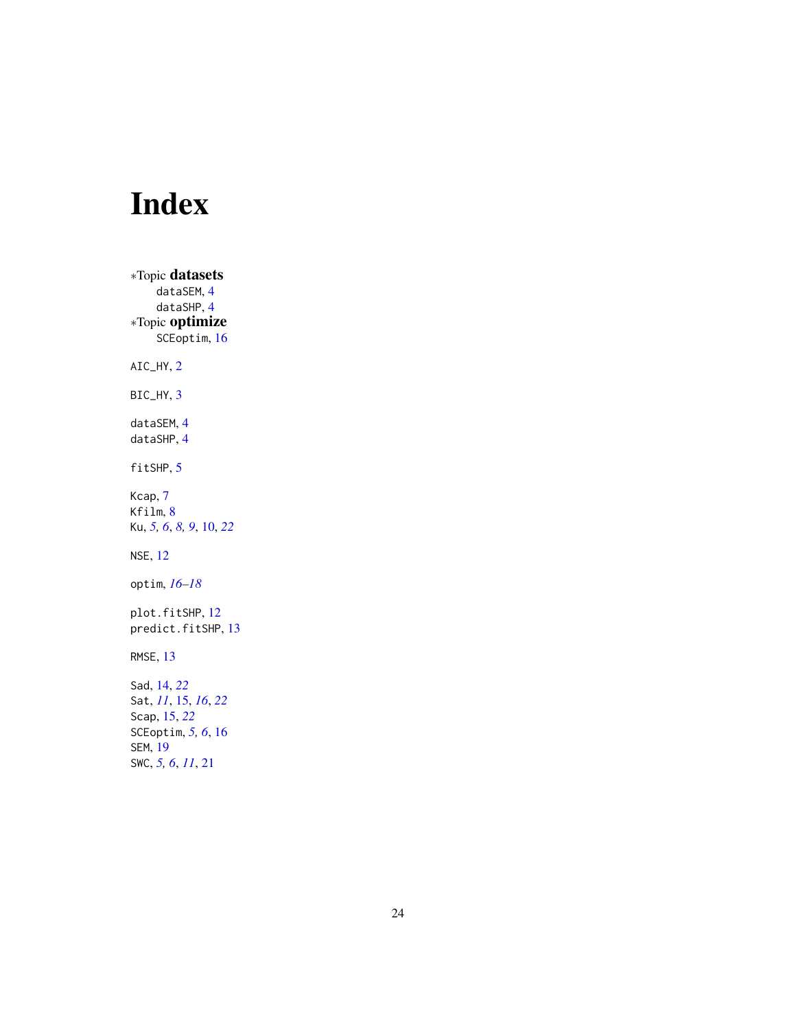# Index

∗Topic **datasets**
  dataSEM, 4
  dataSHP, 4
∗Topic **optimize**
  SCEoptim, 16

AIC_HY, 2

BIC_HY, 3

dataSEM, 4
dataSHP, 4

fitSHP, 5

Kcap, 7
Kfilm, 8
Ku, *5, 6*, *8, 9*, 10, *22*

NSE, 12

optim, *16–18*

plot.fitSHP, 12
predict.fitSHP, 13

RMSE, 13

Sad, 14, *22*
Sat, *11*, 15, *16*, *22*
Scap, 15, *22*
SCEoptim, *5, 6*, 16
SEM, 19
SWC, *5, 6*, *11*, 21